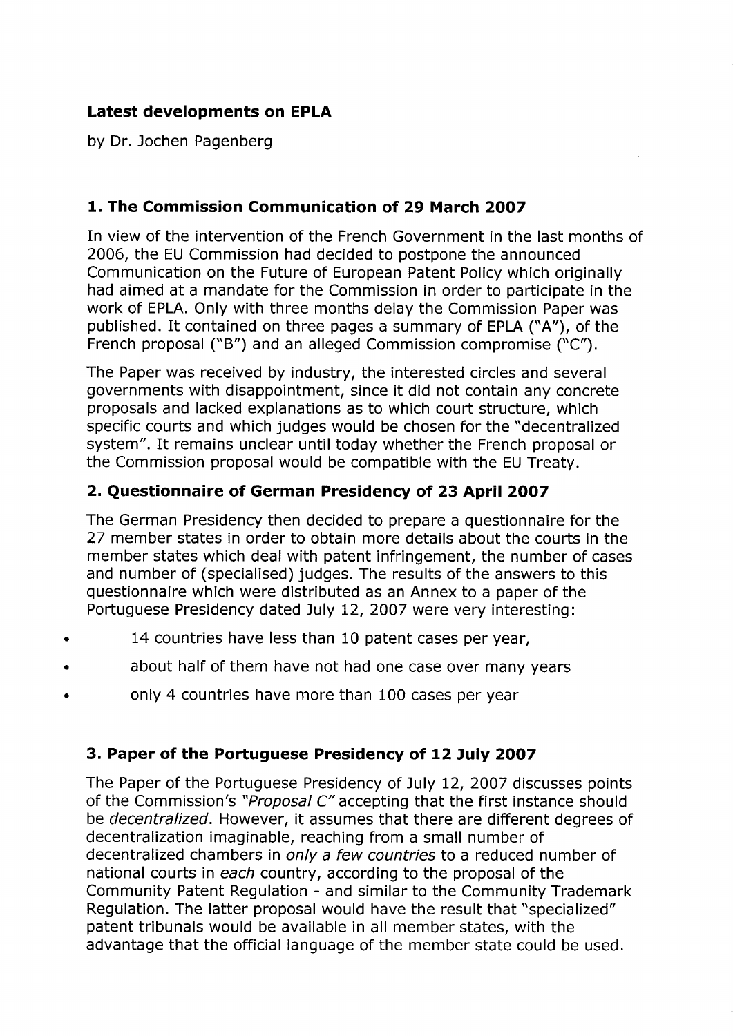# Latest developments on EPLA

by Dr. Jochen Pagenberg

## 1. The Commission Communication of 29 March 2007

In view of the intervention of the French Government in the last months of 2006, the EU Commission had decided to postpone the announced Communication on the Future of European Patent Policy which originally had aimed at a mandate for the Commission in order to participate in the work of EPLA. Only with three months delay the Commission Paper was published. It contained on three pages a summary of EPLA ("A"), of the French proposal ("B") and an alleged Commission compromise ("C").

The Paper was received by industry, the interested circles and several governments with disappointment, since it did not contain any concrete proposals and lacked explanations as to which court structure, which specific courts and which judges would be chosen for the "decentralized system". It remains unclear until today whether the French proposal or the Commission proposal would be compatible with the EU Treaty.

## 2. Questionnaire of German Presidency of 23 April 2007

The German Presidency then decided to prepare a questionnaire for the 27 member states in order to obtain more details about the courts in the member states which deal with patent infringement, the number of cases and number of (specialised) judges. The results of the answers to this questionnaire which were distributed as an Annex to a paper of the Portuguese Presidency dated July 12, 2007 were very interesting:

- 14 countries have less than 10 patent cases per year,
- about half of them have not had one case over many years
- only 4 countries have more than 100 cases per year

## 3. Paper of the Portuguese Presidency of 12 July 2007

The Paper of the Portuguese Presidency of July 12, 2007 discusses points of the Commission's *"Proposal C"* accepting that the first instance should be *decentralized*. However, it assumes that there are different degrees of decentralization imaginable, reaching from a small number of decentralized chambers in *only a few countries* to a reduced number of national courts in *each* country, according to the proposal of the Community Patent Regulation - and similar to the Community Trademark Regulation. The latter proposal would have the result that "specialized" patent tribunals would be available in all member states, with the advantage that the official language of the member state could be used.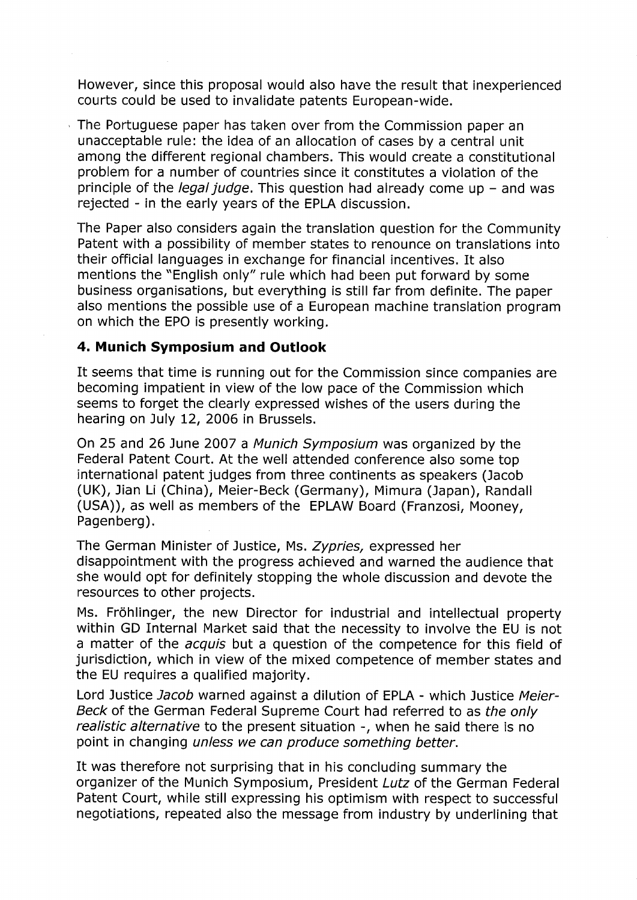However, since this proposal would also have the result that inexperienced courts could be used to invalidate patents European-wide.

The Portuguese paper has taken over from the Commission paper an unacceptable rule: the idea of an allocation of cases by a central unit among the different regional chambers. This would create a constitutional problem for a number of countries since it constitutes a violation of the principle of the *legal judge*. This question had already come up – and was rejected - in the early years of the EPLA discussion.

The Paper also considers again the translation question for the Community Patent with a possibility of member states to renounce on translations into their official languages in exchange for financial incentives. It also mentions the "English only" rule which had been put forward by some business organisations, but everything is still far from definite. The paper also mentions the possible use of a European machine translation program on which the EPO is presently working.

### 4. Munich Symposium and Outlook

It seems that time is running out for the Commission since companies are becoming impatient in view of the low pace of the Commission which seems to forget the clearly expressed wishes of the users during the hearing on July 12, 2006 in Brussels.

On 25 and 26 June 2007 a *Munich Symposium* was organized by the Federal Patent Court. At the well attended conference also some top international patent judges from three continents as speakers (Jacob (UK), Jian Li (China), Meier-Beck (Germany), Mimura (Japan), Randall (USA)), as well as members of the EPLAW Board (Franzosi, Mooney, Pagenberg).

The German Minister of Justice, Ms. *Zypries,* expressed her disappointment with the progress achieved and warned the audience that she would opt for definitely stopping the whole discussion and devote the resources to other projects.

Ms. Fröhlinger, the new Director for industrial and intellectual property within GD Internal Market said that the necessity to involve the EU is not a matter of the *acquis* but a question of the competence for this field of jurisdiction, which in view of the mixed competence of member states and the EU requires a qualified majority.

Lord Justice *Jacob* warned against a dilution of EPLA - which Justice *Meier-Beck* of the German Federal Supreme Court had referred to as *the only realistic alternative* to the present situation -, when he said there is no point in changing *unless we can produce something better.*

It was therefore not surprising that in his concluding summary the organizer of the Munich Symposium, President *Lutz* of the German Federal Patent Court, while still expressing his optimism with respect to successful negotiations, repeated also the message from industry by underlining that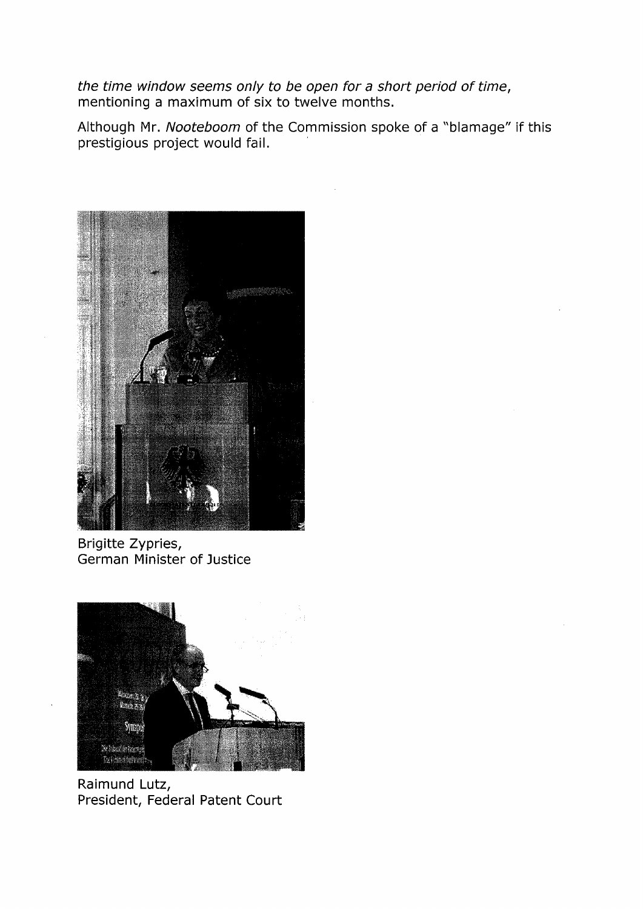*the time window seems only to be open for a short period of time*, mentioning a maximum of six to twelve months.

Although Mr. *Nooteboom* of the Commission spoke of a "blamage" if this prestigious project would fail.

Brigitte Zypries,
German Minister of Justice

Raimund Lutz,
President, Federal Patent Court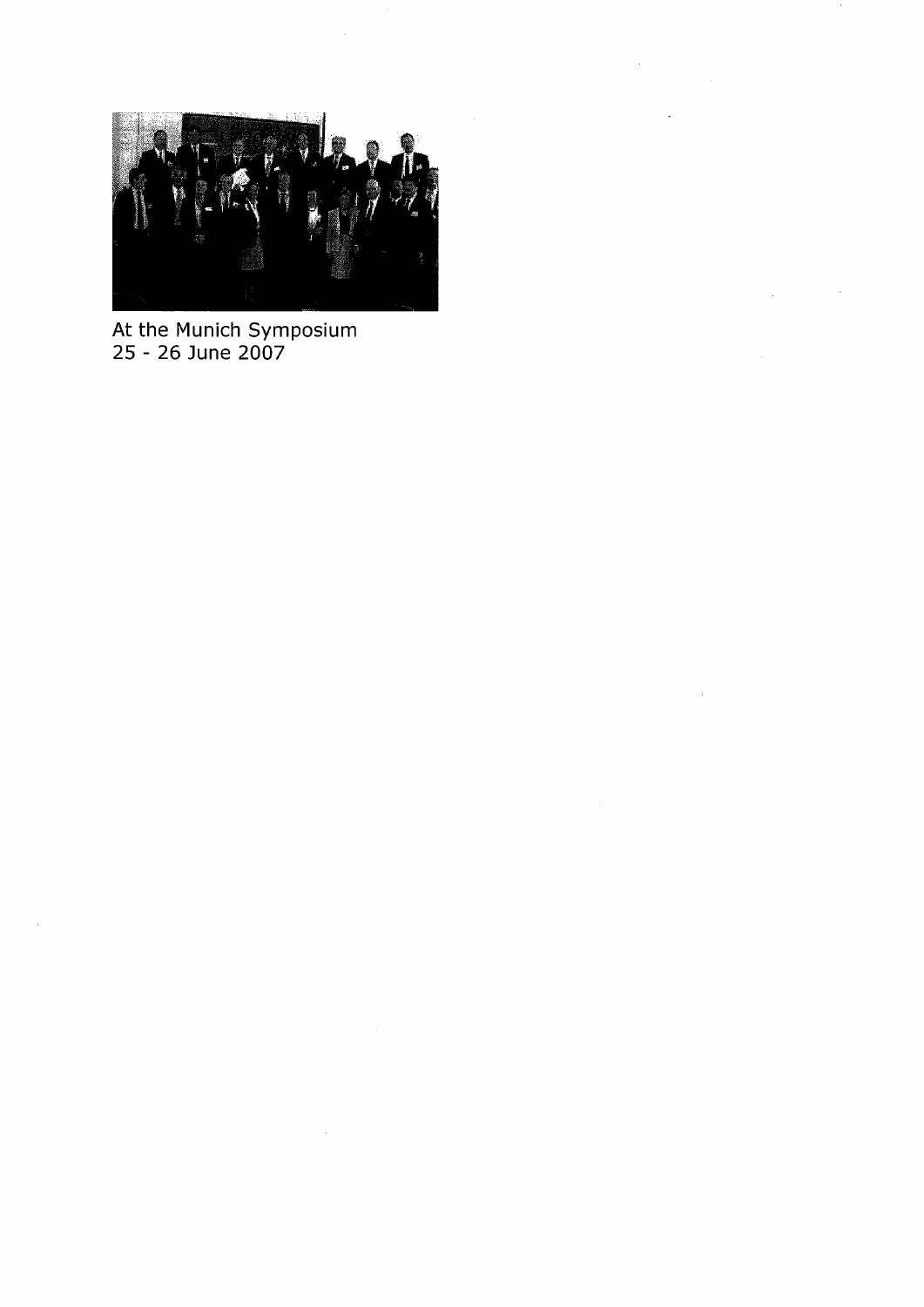At the Munich Symposium
25 - 26 June 2007